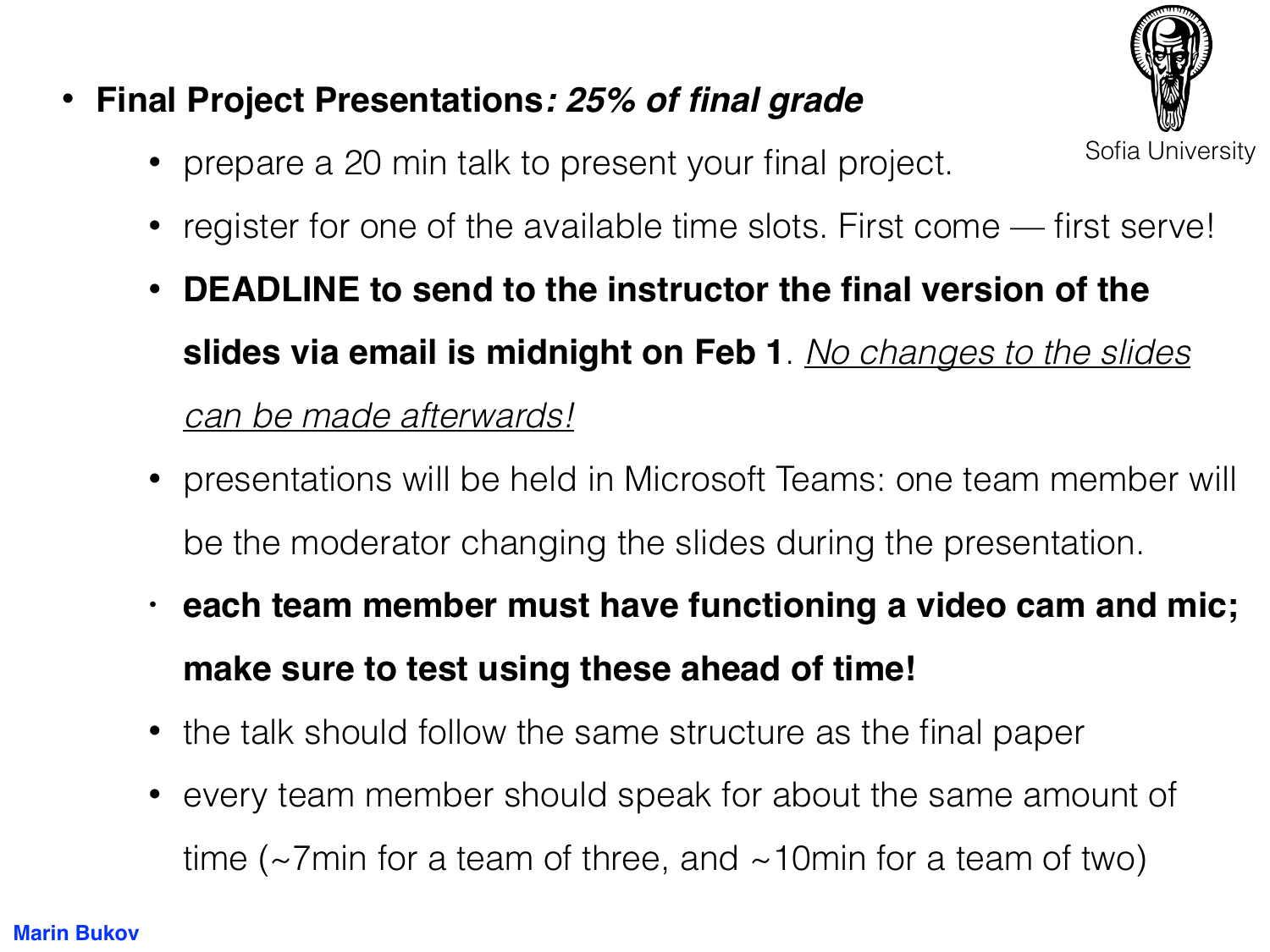- **Final Project Presentations*: 25% of final grade***
  - prepare a 20 min talk to present your final project.
  - register for one of the available time slots. First come — first serve!
  - **DEADLINE to send to the instructor the final version of the slides via email is midnight on Feb 1**. *No changes to the slides can be made afterwards!*
  - presentations will be held in Microsoft Teams: one team member will be the moderator changing the slides during the presentation.
  - **each team member must have functioning a video cam and mic; make sure to test using these ahead of time!**
  - the talk should follow the same structure as the final paper
  - every team member should speak for about the same amount of time (~7min for a team of three, and ~10min for a team of two)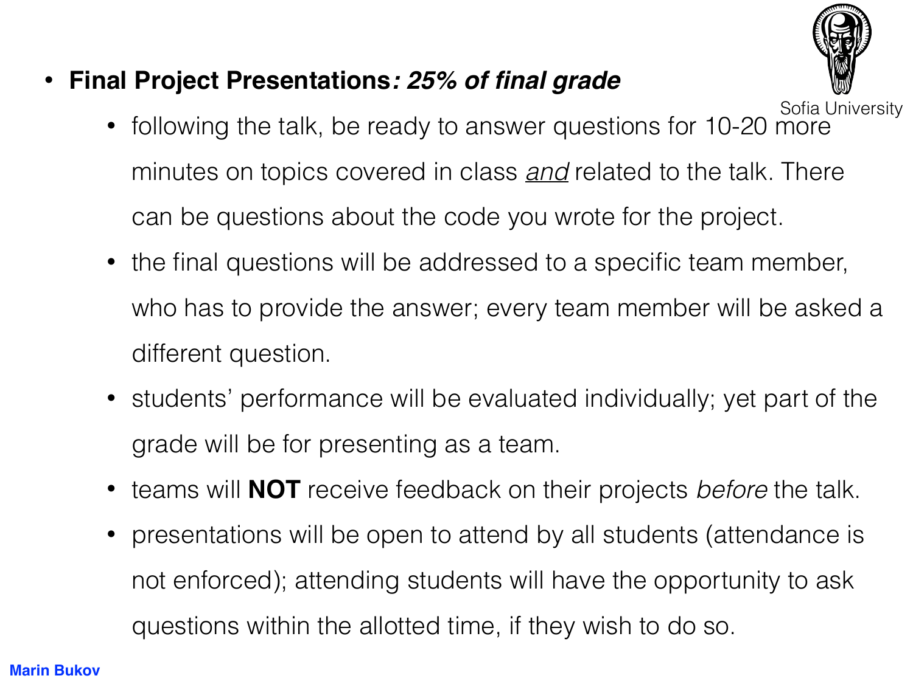- **Final Project Presentations*: 25% of final grade***
  - following the talk, be ready to answer questions for 10-20 more minutes on topics covered in class _and_ related to the talk. There can be questions about the code you wrote for the project.
  - the final questions will be addressed to a specific team member, who has to provide the answer; every team member will be asked a different question.
  - students' performance will be evaluated individually; yet part of the grade will be for presenting as a team.
  - teams will **NOT** receive feedback on their projects *before* the talk.
  - presentations will be open to attend by all students (attendance is not enforced); attending students will have the opportunity to ask questions within the allotted time, if they wish to do so.